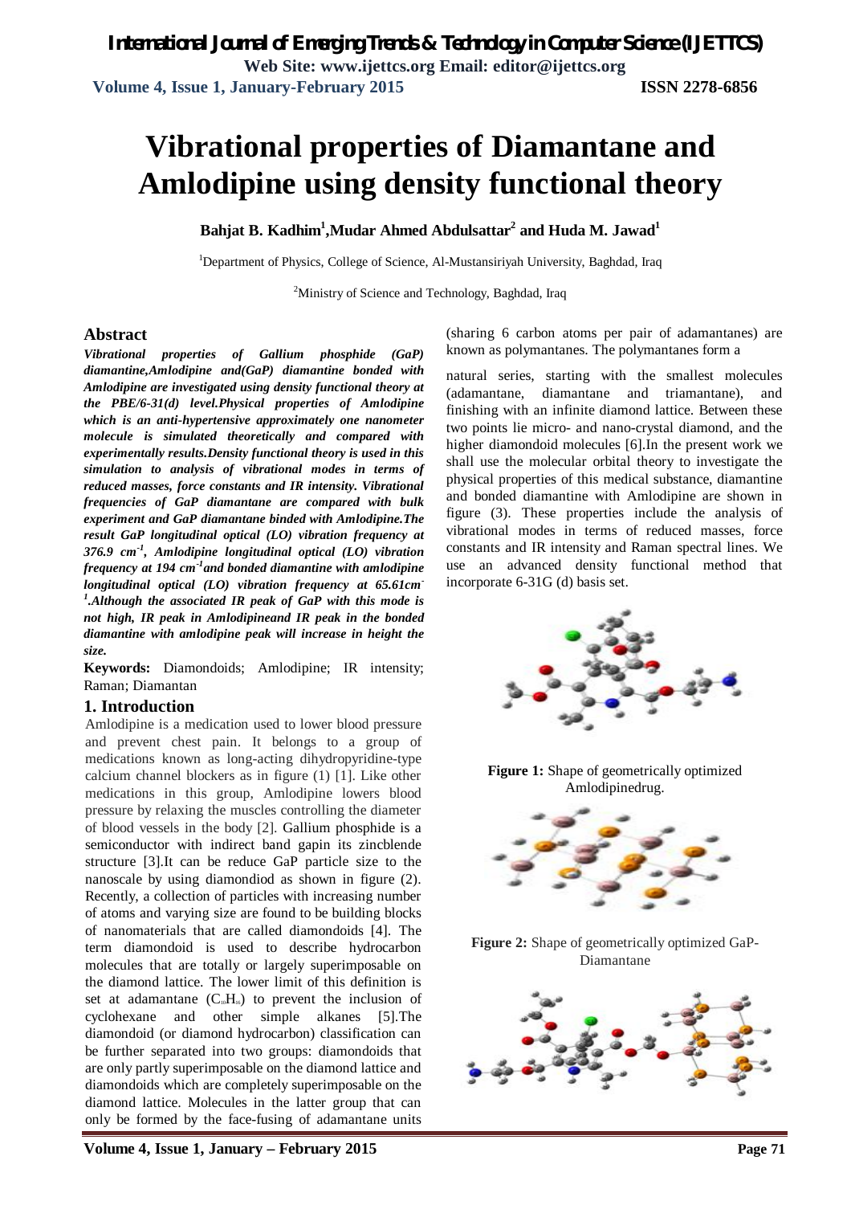# Vibrational properties of Diamantane and Amlodipine using density functional theory

**Bahjat B. Kadhim[1], Mudar Ahmed Abdulsattar[2] and Huda M. Jawad[1]**

[1]Department of Physics, College of Science, Al-Mustansiriyah University, Baghdad, Iraq

[2]Ministry of Science and Technology, Baghdad, Iraq

## Abstract

***Vibrational properties of Gallium phosphide (GaP) diamantine,Amlodipine and(GaP) diamantine bonded with Amlodipine are investigated using density functional theory at the PBE/6-31(d) level.Physical properties of Amlodipine which is an anti-hypertensive approximately one nanometer molecule is simulated theoretically and compared with experimentally results.Density functional theory is used in this simulation to analysis of vibrational modes in terms of reduced masses, force constants and IR intensity. Vibrational frequencies of GaP diamantane are compared with bulk experiment and GaP diamantane binded with Amlodipine.The result GaP longitudinal optical (LO) vibration frequency at 376.9 cm$^{-1}$, Amlodipine longitudinal optical (LO) vibration frequency at 194 cm$^{-1}$and bonded diamantine with amlodipine longitudinal optical (LO) vibration frequency at 65.61cm$^{-1}$.Although the associated IR peak of GaP with this mode is not high, IR peak in Amlodipineand IR peak in the bonded diamantine with amlodipine peak will increase in height the size.***

**Keywords:** Diamondoids; Amlodipine; IR intensity; Raman; Diamantan

## 1. Introduction

Amlodipine is a medication used to lower blood pressure and prevent chest pain. It belongs to a group of medications known as long-acting dihydropyridine-type calcium channel blockers as in figure (1) [1]. Like other medications in this group, Amlodipine lowers blood pressure by relaxing the muscles controlling the diameter of blood vessels in the body [2]. Gallium phosphide is a semiconductor with indirect band gapin its zincblende structure [3].It can be reduce GaP particle size to the nanoscale by using diamondiod as shown in figure (2). Recently, a collection of particles with increasing number of atoms and varying size are found to be building blocks of nanomaterials that are called diamondoids [4]. The term diamondoid is used to describe hydrocarbon molecules that are totally or largely superimposable on the diamond lattice. The lower limit of this definition is set at adamantane ($C_{10}H_{16}$) to prevent the inclusion of cyclohexane and other simple alkanes [5].The diamondoid (or diamond hydrocarbon) classification can be further separated into two groups: diamondoids that are only partly superimposable on the diamond lattice and diamondoids which are completely superimposable on the diamond lattice. Molecules in the latter group that can only be formed by the face-fusing of adamantane units (sharing 6 carbon atoms per pair of adamantanes) are known as polymantanes. The polymantanes form a natural series, starting with the smallest molecules (adamantane, diamantane and triamantane), and finishing with an infinite diamond lattice. Between these two points lie micro- and nano-crystal diamond, and the higher diamondoid molecules [6].In the present work we shall use the molecular orbital theory to investigate the physical properties of this medical substance, diamantine and bonded diamantine with Amlodipine are shown in figure (3). These properties include the analysis of vibrational modes in terms of reduced masses, force constants and IR intensity and Raman spectral lines. We use an advanced density functional method that incorporate 6-31G (d) basis set.

**Figure 1:** Shape of geometrically optimized Amlodipinedrug.

**Figure 2:** Shape of geometrically optimized GaP-Diamantane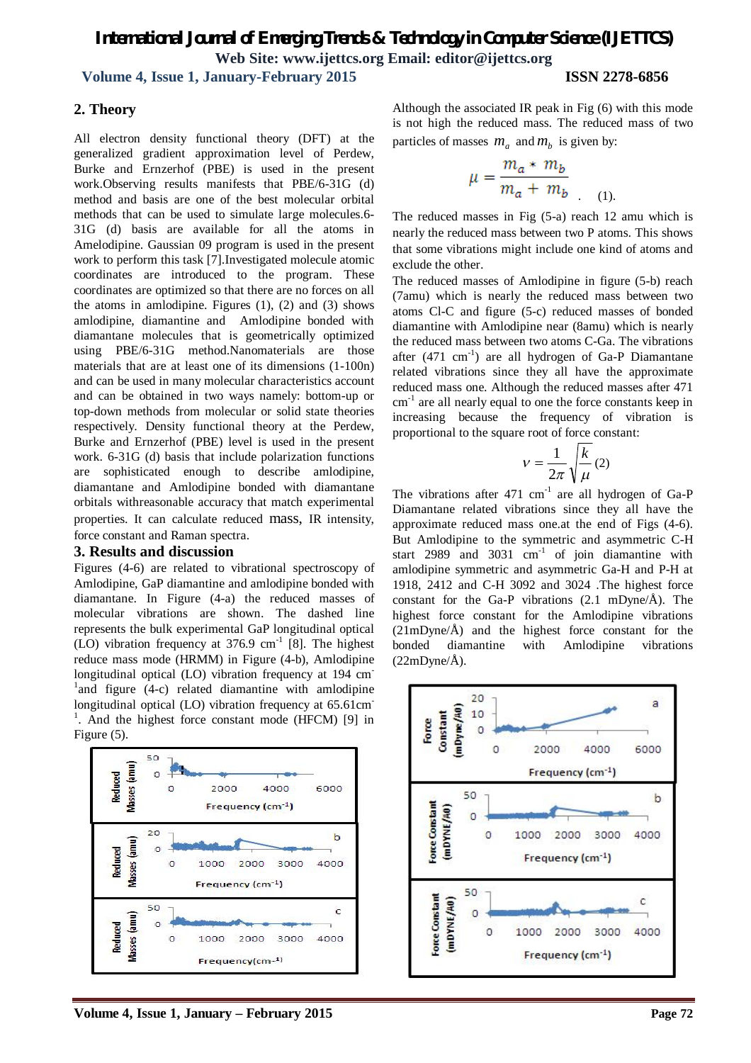## 2. Theory

All electron density functional theory (DFT) at the generalized gradient approximation level of Perdew, Burke and Ernzerhof (PBE) is used in the present work.Observing results manifests that PBE/6-31G (d) method and basis are one of the best molecular orbital methods that can be used to simulate large molecules.6-31G (d) basis are available for all the atoms in Amelodipine. Gaussian 09 program is used in the present work to perform this task [7].Investigated molecule atomic coordinates are introduced to the program. These coordinates are optimized so that there are no forces on all the atoms in amlodipine. Figures (1), (2) and (3) shows amlodipine, diamantine and Amlodipine bonded with diamantane molecules that is geometrically optimized using PBE/6-31G method.Nanomaterials are those materials that are at least one of its dimensions (1-100n) and can be used in many molecular characteristics account and can be obtained in two ways namely: bottom-up or top-down methods from molecular or solid state theories respectively. Density functional theory at the Perdew, Burke and Ernzerhof (PBE) level is used in the present work. 6-31G (d) basis that include polarization functions are sophisticated enough to describe amlodipine, diamantane and Amlodipine bonded with diamantane orbitals withreasonable accuracy that match experimental properties. It can calculate reduced mass, IR intensity, force constant and Raman spectra.

## 3. Results and discussion

Figures (4-6) are related to vibrational spectroscopy of Amlodipine, GaP diamantine and amlodipine bonded with diamantane. In Figure (4-a) the reduced masses of molecular vibrations are shown. The dashed line represents the bulk experimental GaP longitudinal optical (LO) vibration frequency at 376.9 $cm^{-1}$ [8]. The highest reduce mass mode (HRMM) in Figure (4-b), Amlodipine longitudinal optical (LO) vibration frequency at 194 $cm^{-1}$and figure (4-c) related diamantine with amlodipine longitudinal optical (LO) vibration frequency at 65.61$cm^{-1}$. And the highest force constant mode (HFCM) [9] in Figure (5).

Although the associated IR peak in Fig (6) with this mode is not high the reduced mass. The reduced mass of two particles of masses $m_a$ and $m_b$ is given by:

$$\mu = \frac{m_a * m_b}{m_a + m_b} \quad (1).$$

The reduced masses in Fig (5-a) reach 12 amu which is nearly the reduced mass between two P atoms. This shows that some vibrations might include one kind of atoms and exclude the other.

The reduced masses of Amlodipine in figure (5-b) reach (7amu) which is nearly the reduced mass between two atoms Cl-C and figure (5-c) reduced masses of bonded diamantine with Amlodipine near (8amu) which is nearly the reduced mass between two atoms C-Ga. The vibrations after (471 $cm^{-1}$) are all hydrogen of Ga-P Diamantane related vibrations since they all have the approximate reduced mass one. Although the reduced masses after 471 $cm^{-1}$ are all nearly equal to one the force constants keep in increasing because the frequency of vibration is proportional to the square root of force constant:

$$\nu = \frac{1}{2\pi}\sqrt{\frac{k}{\mu}} \quad (2)$$

The vibrations after 471 $cm^{-1}$ are all hydrogen of Ga-P Diamantane related vibrations since they all have the approximate reduced mass one.at the end of Figs (4-6). But Amlodipine to the symmetric and asymmetric C-H start 2989 and 3031 $cm^{-1}$ of join diamantine with amlodipine symmetric and asymmetric Ga-H and P-H at 1918, 2412 and C-H 3092 and 3024 .The highest force constant for the Ga-P vibrations (2.1 mDyne/Å). The highest force constant for the Amlodipine vibrations (21mDyne/Å) and the highest force constant for the bonded diamantine with Amlodipine vibrations (22mDyne/Å).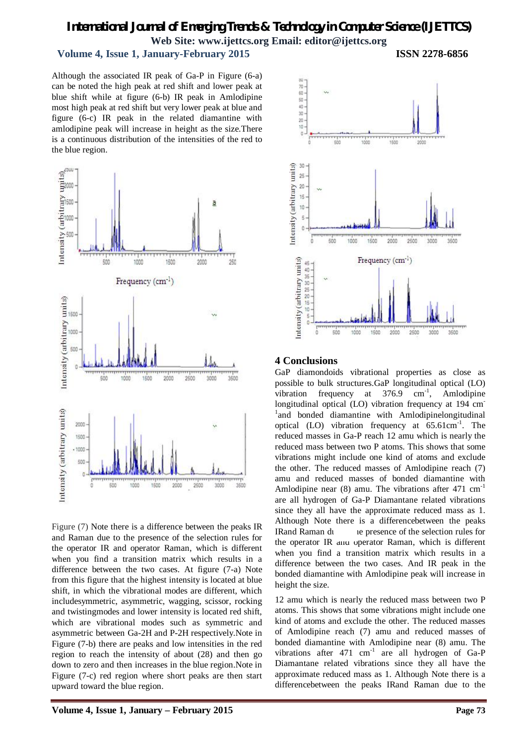Although the associated IR peak of Ga-P in Figure (6-a) can be noted the high peak at red shift and lower peak at blue shift while at figure (6-b) IR peak in Amlodipine most high peak at red shift but very lower peak at blue and figure (6-c) IR peak in the related diamantine with amlodipine peak will increase in height as the size.There is a continuous distribution of the intensities of the red to the blue region.

Figure (7) Note there is a difference between the peaks IR and Raman due to the presence of the selection rules for the operator IR and operator Raman, which is different when you find a transition matrix which results in a difference between the two cases. At figure (7-a) Note from this figure that the highest intensity is located at blue shift, in which the vibrational modes are different, which includesymmetric, asymmetric, wagging, scissor, rocking and twistingmodes and lower intensity is located red shift, which are vibrational modes such as symmetric and asymmetric between Ga-2H and P-2H respectively.Note in Figure (7-b) there are peaks and low intensities in the red region to reach the intensity of about (28) and then go down to zero and then increases in the blue region.Note in Figure (7-c) red region where short peaks are then start upward toward the blue region.

## 4 Conclusions

GaP diamondoids vibrational properties as close as possible to bulk structures.GaP longitudinal optical (LO) vibration frequency at 376.9 $cm^{-1}$, Amlodipine longitudinal optical (LO) vibration frequency at 194 $cm^{-1}$and bonded diamantine with Amlodipinelongitudinal optical (LO) vibration frequency at 65.61$cm^{-1}$. The reduced masses in Ga-P reach 12 amu which is nearly the reduced mass between two P atoms. This shows that some vibrations might include one kind of atoms and exclude the other. The reduced masses of Amlodipine reach (7) amu and reduced masses of bonded diamantine with Amlodipine near (8) amu. The vibrations after 471 $cm^{-1}$ are all hydrogen of Ga-P Diamantane related vibrations since they all have the approximate reduced mass as 1. Although Note there is a differencebetween the peaks IRand Raman due to the presence of the selection rules for the operator IR and operator Raman, which is different when you find a transition matrix which results in a difference between the two cases. And IR peak in the bonded diamantine with Amlodipine peak will increase in height the size.

12 amu which is nearly the reduced mass between two P atoms. This shows that some vibrations might include one kind of atoms and exclude the other. The reduced masses of Amlodipine reach (7) amu and reduced masses of bonded diamantine with Amlodipine near (8) amu. The vibrations after 471 $cm^{-1}$ are all hydrogen of Ga-P Diamantane related vibrations since they all have the approximate reduced mass as 1. Although Note there is a differencebetween the peaks IRand Raman due to the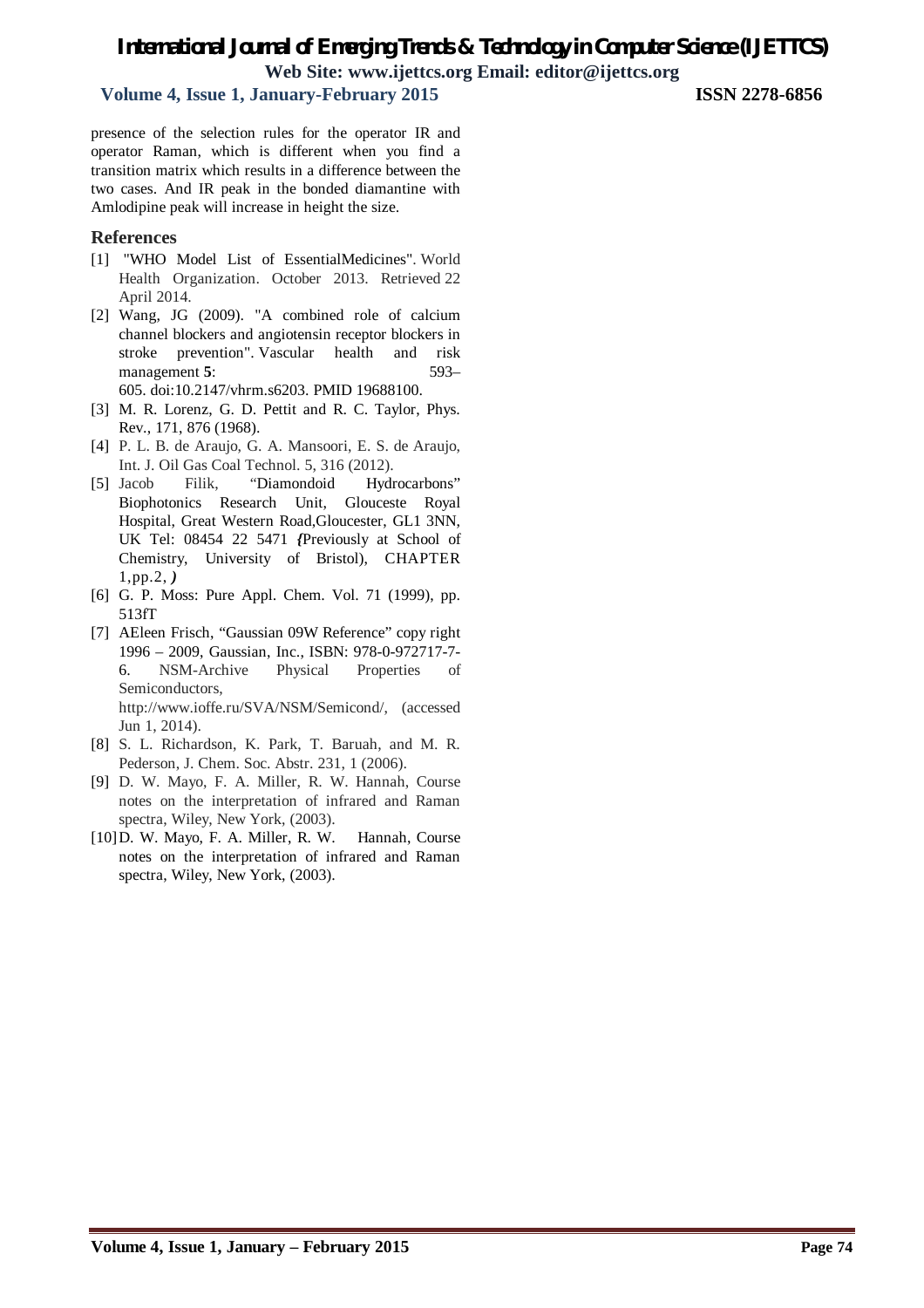presence of the selection rules for the operator IR and operator Raman, which is different when you find a transition matrix which results in a difference between the two cases. And IR peak in the bonded diamantine with Amlodipine peak will increase in height the size.

## References

[1] "WHO Model List of EssentialMedicines". World Health Organization. October 2013. Retrieved 22 April 2014.

[2] Wang, JG (2009). "A combined role of calcium channel blockers and angiotensin receptor blockers in stroke prevention". Vascular health and risk management **5**: 593–605. doi:10.2147/vhrm.s6203. PMID 19688100.

[3] M. R. Lorenz, G. D. Pettit and R. C. Taylor, Phys. Rev., 171, 876 (1968).

[4] P. L. B. de Araujo, G. A. Mansoori, E. S. de Araujo, Int. J. Oil Gas Coal Technol. 5, 316 (2012).

[5] Jacob Filik, "Diamondoid Hydrocarbons" Biophotonics Research Unit, Glouceste Royal Hospital, Great Western Road,Gloucester, GL1 3NN, UK Tel: 08454 22 5471 *(*Previously at School of Chemistry, University of Bristol), CHAPTER 1,pp.2, *)*

[6] G. P. Moss: Pure Appl. Chem. Vol. 71 (1999), pp. 513fT

[7] AEleen Frisch, "Gaussian 09W Reference" copy right 1996 – 2009, Gaussian, Inc., ISBN: 978-0-972717-7-6. NSM-Archive Physical Properties of Semiconductors, http://www.ioffe.ru/SVA/NSM/Semicond/, (accessed Jun 1, 2014).

[8] S. L. Richardson, K. Park, T. Baruah, and M. R. Pederson, J. Chem. Soc. Abstr. 231, 1 (2006).

[9] D. W. Mayo, F. A. Miller, R. W. Hannah, Course notes on the interpretation of infrared and Raman spectra, Wiley, New York, (2003).

[10] D. W. Mayo, F. A. Miller, R. W. Hannah, Course notes on the interpretation of infrared and Raman spectra, Wiley, New York, (2003).